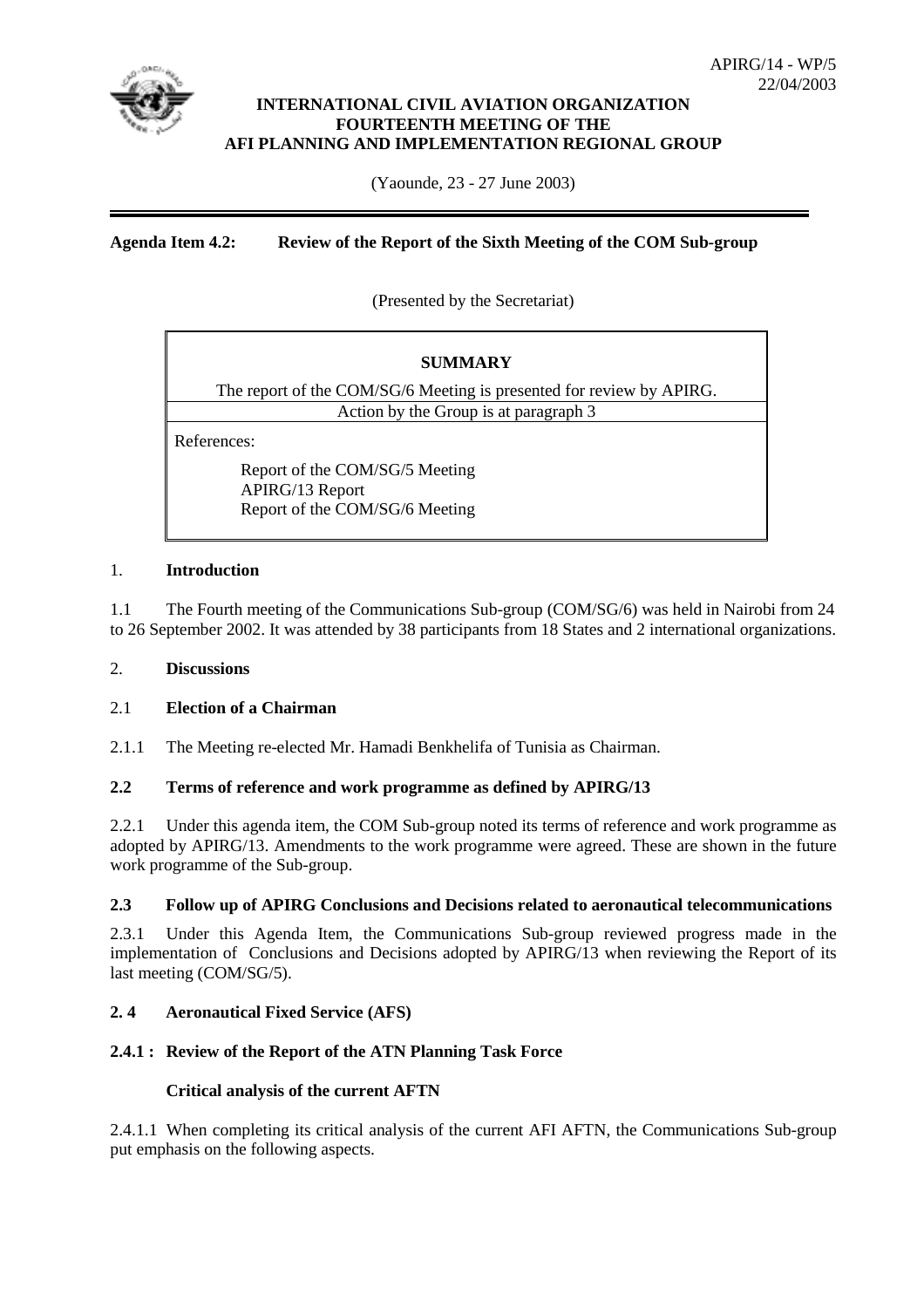APIRG/14 - WP/5
22/04/2003

**INTERNATIONAL CIVIL AVIATION ORGANIZATION**
**FOURTEENTH MEETING OF THE**
**AFI PLANNING AND IMPLEMENTATION REGIONAL GROUP**

(Yaounde, 23 - 27 June 2003)

**Agenda Item 4.2: Review of the Report of the Sixth Meeting of the COM Sub-group**

(Presented by the Secretariat)

| **SUMMARY** |
|---|
| The report of the COM/SG/6 Meeting is presented for review by APIRG. |
| Action by the Group is at paragraph 3 |
| References:<br>Report of the COM/SG/5 Meeting<br>APIRG/13 Report<br>Report of the COM/SG/6 Meeting |

## 1. Introduction

1.1 The Fourth meeting of the Communications Sub-group (COM/SG/6) was held in Nairobi from 24 to 26 September 2002. It was attended by 38 participants from 18 States and 2 international organizations.

## 2. Discussions

### 2.1 Election of a Chairman

2.1.1 The Meeting re-elected Mr. Hamadi Benkhelifa of Tunisia as Chairman.

### 2.2 Terms of reference and work programme as defined by APIRG/13

2.2.1 Under this agenda item, the COM Sub-group noted its terms of reference and work programme as adopted by APIRG/13. Amendments to the work programme were agreed. These are shown in the future work programme of the Sub-group.

### 2.3 Follow up of APIRG Conclusions and Decisions related to aeronautical telecommunications

2.3.1 Under this Agenda Item, the Communications Sub-group reviewed progress made in the implementation of Conclusions and Decisions adopted by APIRG/13 when reviewing the Report of its last meeting (COM/SG/5).

### 2. 4 Aeronautical Fixed Service (AFS)

#### 2.4.1 : Review of the Report of the ATN Planning Task Force

**Critical analysis of the current AFTN**

2.4.1.1 When completing its critical analysis of the current AFI AFTN, the Communications Sub-group put emphasis on the following aspects.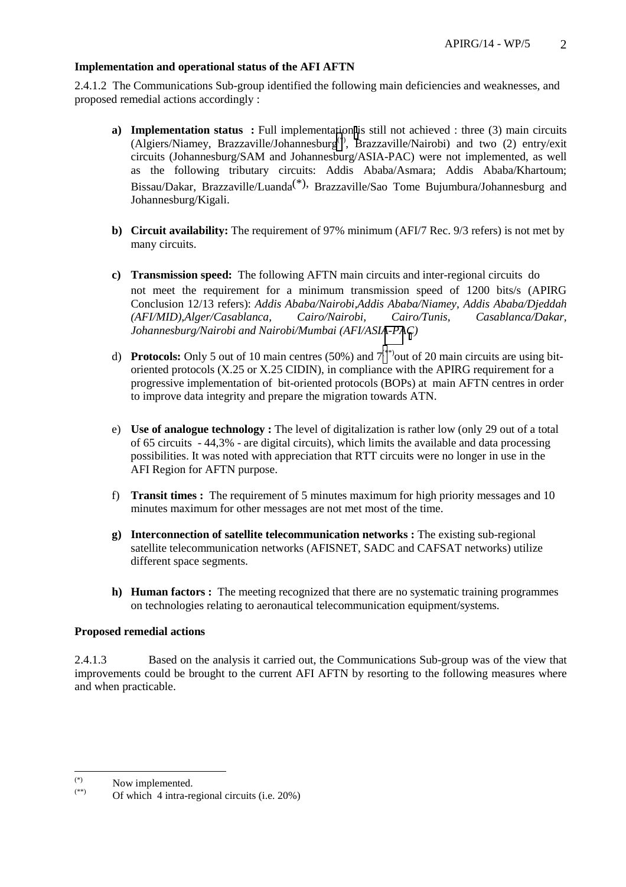**Implementation and operational status of the AFI AFTN**

2.4.1.2 The Communications Sub-group identified the following main deficiencies and weaknesses, and proposed remedial actions accordingly :

**a) Implementation status :** Full implementation is still not achieved : three (3) main circuits (Algiers/Niamey, Brazzaville/Johannesburg(*), Brazzaville/Nairobi) and two (2) entry/exit circuits (Johannesburg/SAM and Johannesburg/ASIA-PAC) were not implemented, as well as the following tributary circuits: Addis Ababa/Asmara; Addis Ababa/Khartoum; Bissau/Dakar, Brazzaville/Luanda(*), Brazzaville/Sao Tome Bujumbura/Johannesburg and Johannesburg/Kigali.

**b) Circuit availability:** The requirement of 97% minimum (AFI/7 Rec. 9/3 refers) is not met by many circuits.

**c) Transmission speed:** The following AFTN main circuits and inter-regional circuits do not meet the requirement for a minimum transmission speed of 1200 bits/s (APIRG Conclusion 12/13 refers): *Addis Ababa/Nairobi, Addis Ababa/Niamey, Addis Ababa/Djeddah (AFI/MID), Alger/Casablanca, Cairo/Nairobi, Cairo/Tunis, Casablanca/Dakar, Johannesburg/Nairobi and Nairobi/Mumbai (AFI/ASIA-PAC)*

d) **Protocols:** Only 5 out of 10 main centres (50%) and 7(**) out of 20 main circuits are using bit-oriented protocols (X.25 or X.25 CIDIN), in compliance with the APIRG requirement for a progressive implementation of bit-oriented protocols (BOPs) at main AFTN centres in order to improve data integrity and prepare the migration towards ATN.

e) **Use of analogue technology :** The level of digitalization is rather low (only 29 out of a total of 65 circuits - 44,3% - are digital circuits), which limits the available and data processing possibilities. It was noted with appreciation that RTT circuits were no longer in use in the AFI Region for AFTN purpose.

f) **Transit times :** The requirement of 5 minutes maximum for high priority messages and 10 minutes maximum for other messages are not met most of the time.

**g) Interconnection of satellite telecommunication networks :** The existing sub-regional satellite telecommunication networks (AFISNET, SADC and CAFSAT networks) utilize different space segments.

**h) Human factors :** The meeting recognized that there are no systematic training programmes on technologies relating to aeronautical telecommunication equipment/systems.

**Proposed remedial actions**

2.4.1.3 Based on the analysis it carried out, the Communications Sub-group was of the view that improvements could be brought to the current AFI AFTN by resorting to the following measures where and when practicable.

---

(*) Now implemented.

(**) Of which 4 intra-regional circuits (i.e. 20%)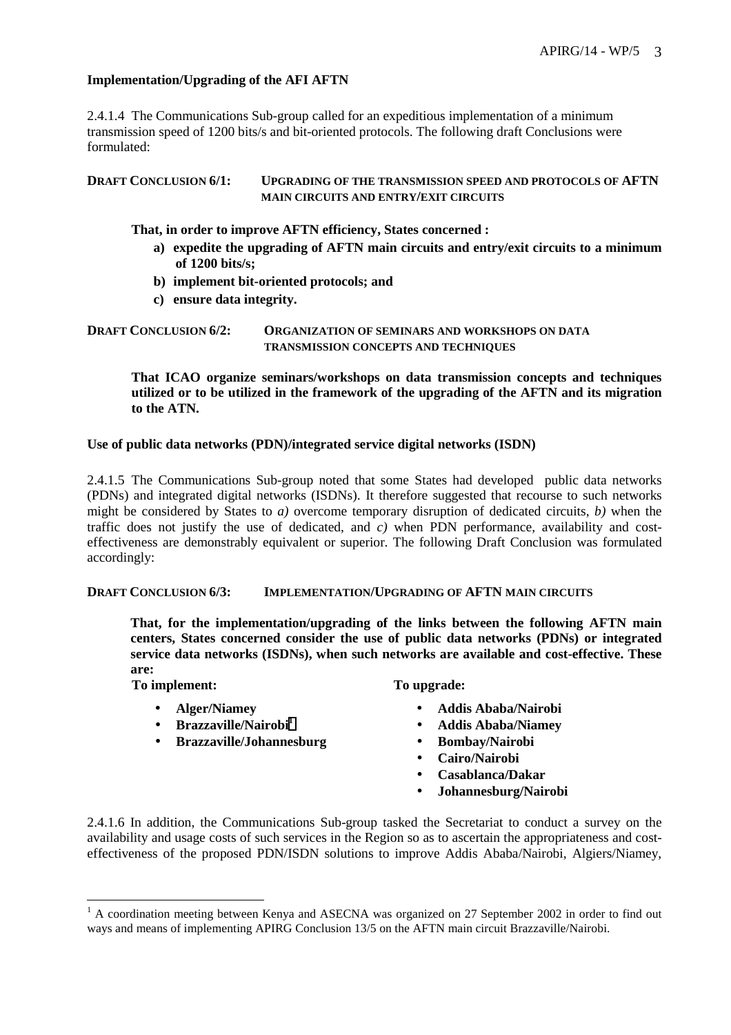**Implementation/Upgrading of the AFI AFTN**

2.4.1.4 The Communications Sub-group called for an expeditious implementation of a minimum transmission speed of 1200 bits/s and bit-oriented protocols. The following draft Conclusions were formulated:

**DRAFT CONCLUSION 6/1: UPGRADING OF THE TRANSMISSION SPEED AND PROTOCOLS OF AFTN MAIN CIRCUITS AND ENTRY/EXIT CIRCUITS**

**That, in order to improve AFTN efficiency, States concerned :**

**a) expedite the upgrading of AFTN main circuits and entry/exit circuits to a minimum of 1200 bits/s;**

**b) implement bit-oriented protocols; and**

**c) ensure data integrity.**

**DRAFT CONCLUSION 6/2: ORGANIZATION OF SEMINARS AND WORKSHOPS ON DATA TRANSMISSION CONCEPTS AND TECHNIQUES**

**That ICAO organize seminars/workshops on data transmission concepts and techniques utilized or to be utilized in the framework of the upgrading of the AFTN and its migration to the ATN.**

**Use of public data networks (PDN)/integrated service digital networks (ISDN)**

2.4.1.5 The Communications Sub-group noted that some States had developed public data networks (PDNs) and integrated digital networks (ISDNs). It therefore suggested that recourse to such networks might be considered by States to *a)* overcome temporary disruption of dedicated circuits, *b)* when the traffic does not justify the use of dedicated, and *c)* when PDN performance, availability and cost-effectiveness are demonstrably equivalent or superior. The following Draft Conclusion was formulated accordingly:

**DRAFT CONCLUSION 6/3: IMPLEMENTATION/UPGRADING OF AFTN MAIN CIRCUITS**

**That, for the implementation/upgrading of the links between the following AFTN main centers, States concerned consider the use of public data networks (PDNs) or integrated service data networks (ISDNs), when such networks are available and cost-effective. These are:**

**To implement:**

- **Alger/Niamey**
- **Brazzaville/Nairobi**[1]
- **Brazzaville/Johannesburg**

**To upgrade:**

- **Addis Ababa/Nairobi**
- **Addis Ababa/Niamey**
- **Bombay/Nairobi**
- **Cairo/Nairobi**
- **Casablanca/Dakar**
- **Johannesburg/Nairobi**

2.4.1.6 In addition, the Communications Sub-group tasked the Secretariat to conduct a survey on the availability and usage costs of such services in the Region so as to ascertain the appropriateness and cost-effectiveness of the proposed PDN/ISDN solutions to improve Addis Ababa/Nairobi, Algiers/Niamey,

---

[1] A coordination meeting between Kenya and ASECNA was organized on 27 September 2002 in order to find out ways and means of implementing APIRG Conclusion 13/5 on the AFTN main circuit Brazzaville/Nairobi.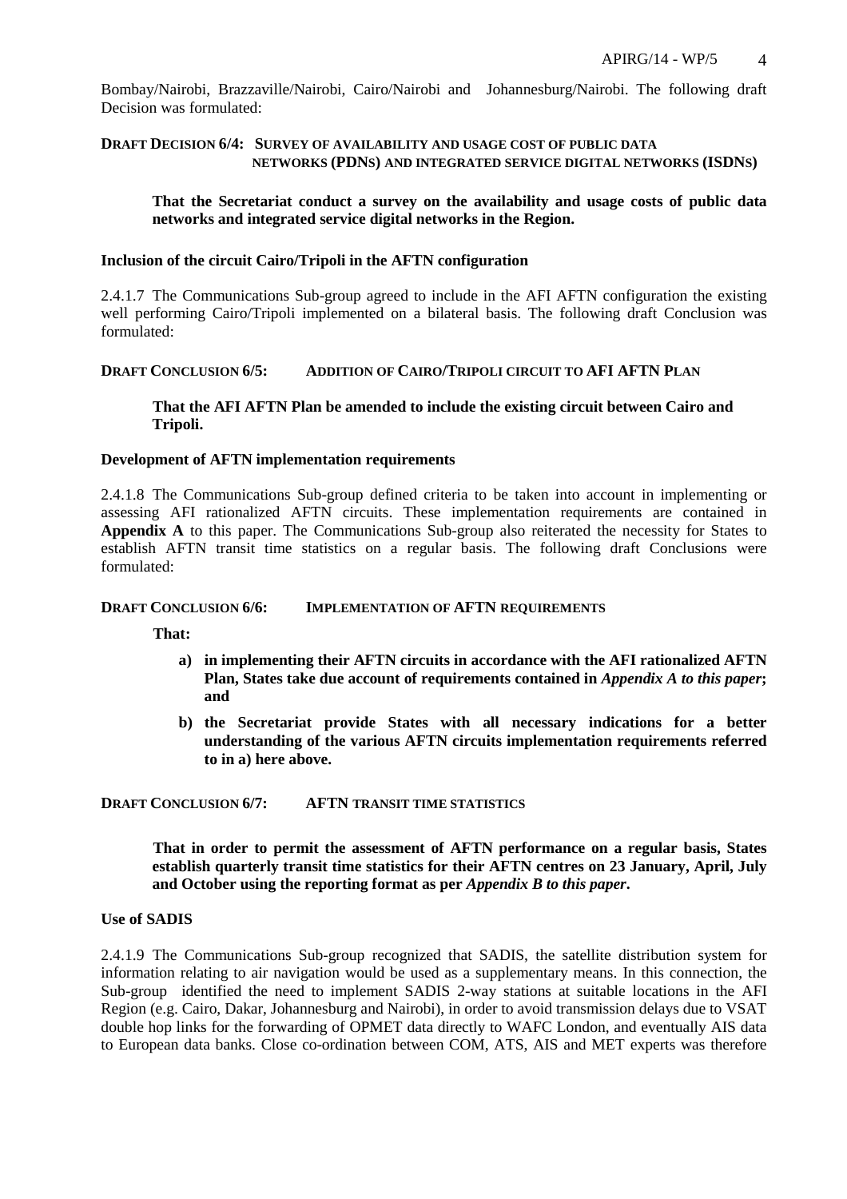Bombay/Nairobi, Brazzaville/Nairobi, Cairo/Nairobi and Johannesburg/Nairobi. The following draft Decision was formulated:

**DRAFT DECISION 6/4: SURVEY OF AVAILABILITY AND USAGE COST OF PUBLIC DATA NETWORKS (PDNS) AND INTEGRATED SERVICE DIGITAL NETWORKS (ISDNS)**

> **That the Secretariat conduct a survey on the availability and usage costs of public data networks and integrated service digital networks in the Region.**

**Inclusion of the circuit Cairo/Tripoli in the AFTN configuration**

2.4.1.7 The Communications Sub-group agreed to include in the AFI AFTN configuration the existing well performing Cairo/Tripoli implemented on a bilateral basis. The following draft Conclusion was formulated:

**DRAFT CONCLUSION 6/5: ADDITION OF CAIRO/TRIPOLI CIRCUIT TO AFI AFTN PLAN**

> **That the AFI AFTN Plan be amended to include the existing circuit between Cairo and Tripoli.**

**Development of AFTN implementation requirements**

2.4.1.8 The Communications Sub-group defined criteria to be taken into account in implementing or assessing AFI rationalized AFTN circuits. These implementation requirements are contained in **Appendix A** to this paper. The Communications Sub-group also reiterated the necessity for States to establish AFTN transit time statistics on a regular basis. The following draft Conclusions were formulated:

**DRAFT CONCLUSION 6/6: IMPLEMENTATION OF AFTN REQUIREMENTS**

**That:**

- **a) in implementing their AFTN circuits in accordance with the AFI rationalized AFTN Plan, States take due account of requirements contained in *Appendix A to this paper*; and**
- **b) the Secretariat provide States with all necessary indications for a better understanding of the various AFTN circuits implementation requirements referred to in a) here above.**

**DRAFT CONCLUSION 6/7: AFTN TRANSIT TIME STATISTICS**

> **That in order to permit the assessment of AFTN performance on a regular basis, States establish quarterly transit time statistics for their AFTN centres on 23 January, April, July and October using the reporting format as per *Appendix B to this paper*.**

**Use of SADIS**

2.4.1.9 The Communications Sub-group recognized that SADIS, the satellite distribution system for information relating to air navigation would be used as a supplementary means. In this connection, the Sub-group identified the need to implement SADIS 2-way stations at suitable locations in the AFI Region (e.g. Cairo, Dakar, Johannesburg and Nairobi), in order to avoid transmission delays due to VSAT double hop links for the forwarding of OPMET data directly to WAFC London, and eventually AIS data to European data banks. Close co-ordination between COM, ATS, AIS and MET experts was therefore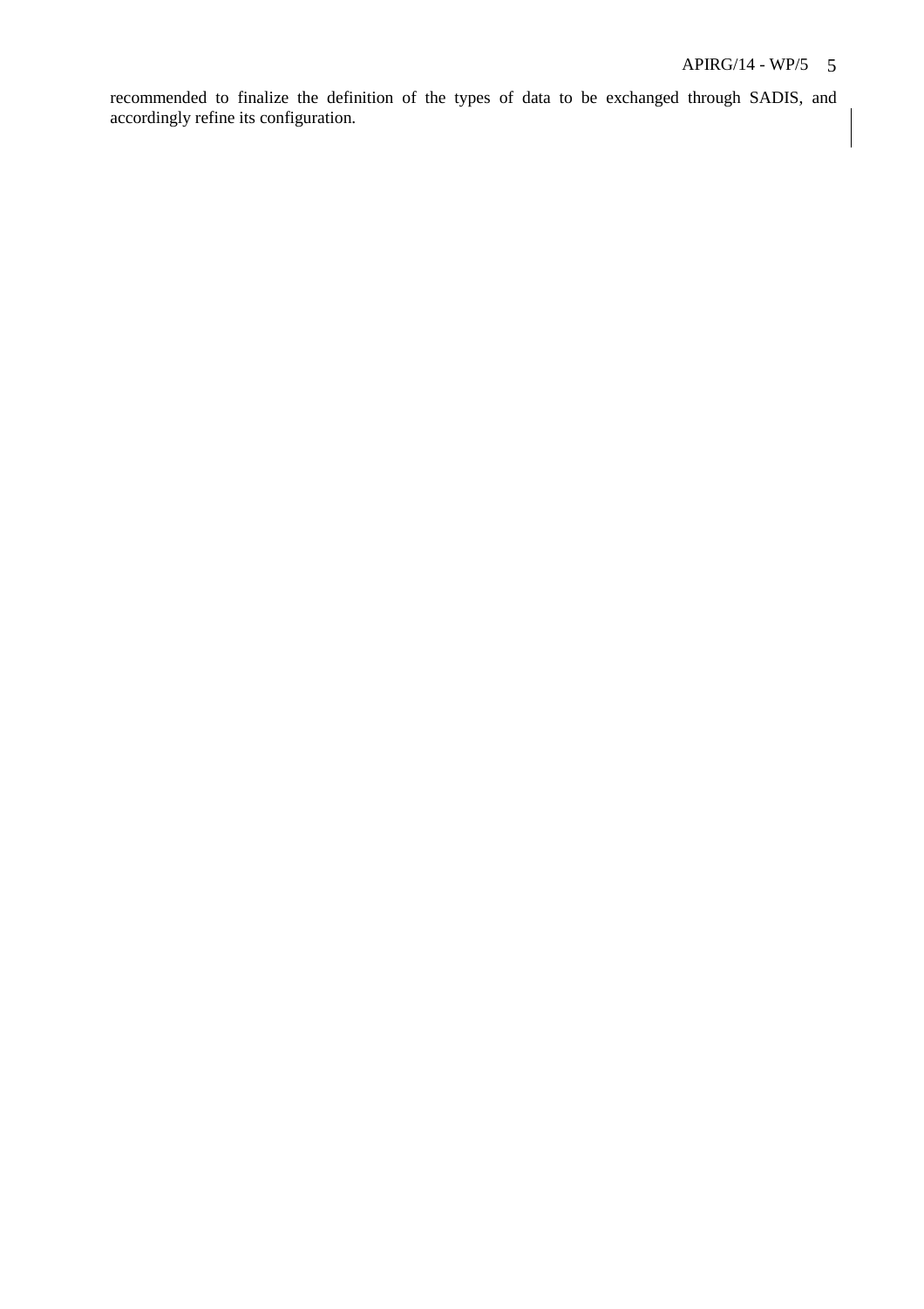recommended to finalize the definition of the types of data to be exchanged through SADIS, and accordingly refine its configuration.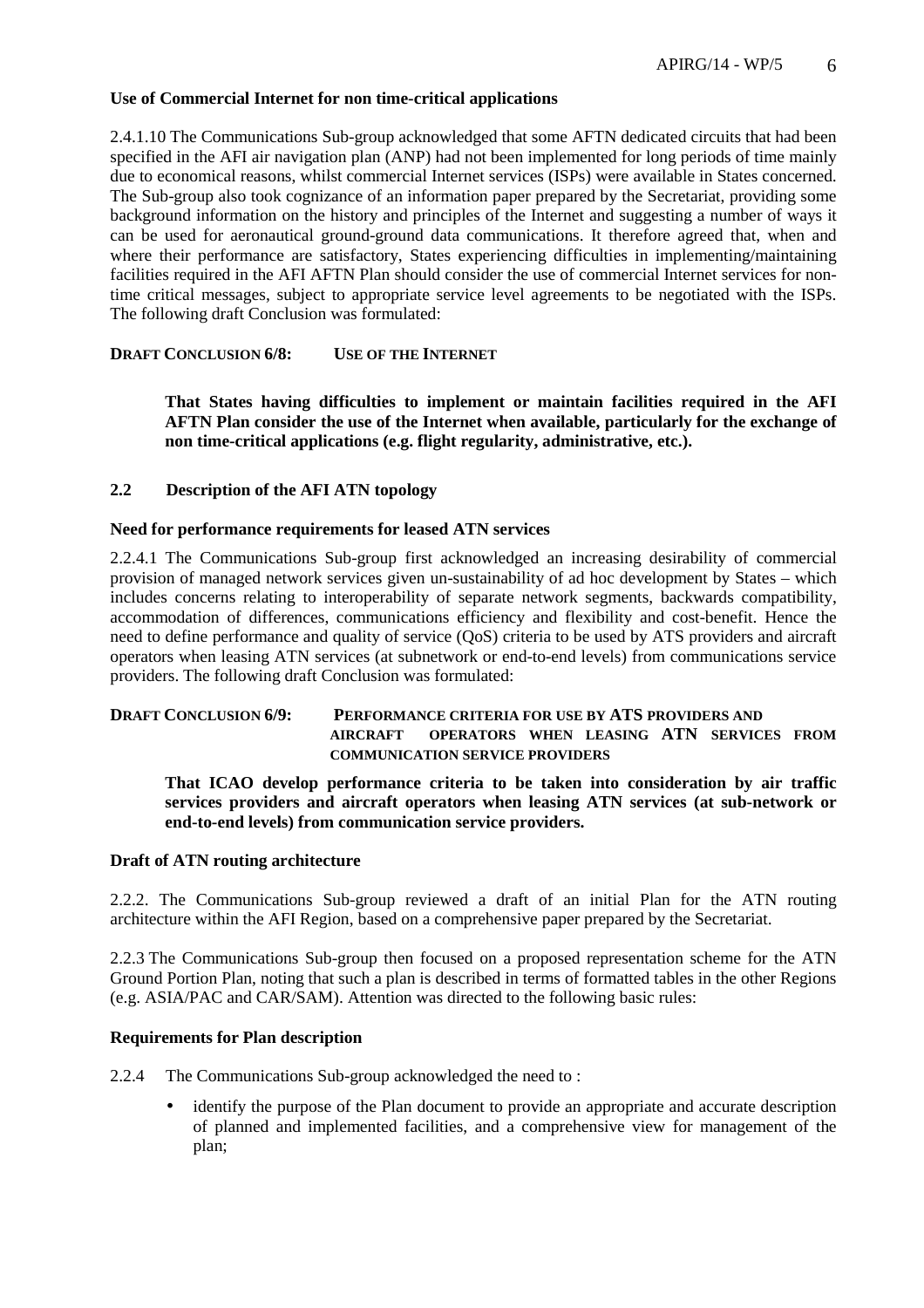**Use of Commercial Internet for non time-critical applications**

2.4.1.10 The Communications Sub-group acknowledged that some AFTN dedicated circuits that had been specified in the AFI air navigation plan (ANP) had not been implemented for long periods of time mainly due to economical reasons, whilst commercial Internet services (ISPs) were available in States concerned. The Sub-group also took cognizance of an information paper prepared by the Secretariat, providing some background information on the history and principles of the Internet and suggesting a number of ways it can be used for aeronautical ground-ground data communications. It therefore agreed that, when and where their performance are satisfactory, States experiencing difficulties in implementing/maintaining facilities required in the AFI AFTN Plan should consider the use of commercial Internet services for non-time critical messages, subject to appropriate service level agreements to be negotiated with the ISPs. The following draft Conclusion was formulated:

**DRAFT CONCLUSION 6/8: USE OF THE INTERNET**

> **That States having difficulties to implement or maintain facilities required in the AFI AFTN Plan consider the use of the Internet when available, particularly for the exchange of non time-critical applications (e.g. flight regularity, administrative, etc.).**

**2.2 Description of the AFI ATN topology**

**Need for performance requirements for leased ATN services**

2.2.4.1 The Communications Sub-group first acknowledged an increasing desirability of commercial provision of managed network services given un-sustainability of ad hoc development by States – which includes concerns relating to interoperability of separate network segments, backwards compatibility, accommodation of differences, communications efficiency and flexibility and cost-benefit. Hence the need to define performance and quality of service (QoS) criteria to be used by ATS providers and aircraft operators when leasing ATN services (at subnetwork or end-to-end levels) from communications service providers. The following draft Conclusion was formulated:

**DRAFT CONCLUSION 6/9: PERFORMANCE CRITERIA FOR USE BY ATS PROVIDERS AND AIRCRAFT OPERATORS WHEN LEASING ATN SERVICES FROM COMMUNICATION SERVICE PROVIDERS**

> **That ICAO develop performance criteria to be taken into consideration by air traffic services providers and aircraft operators when leasing ATN services (at sub-network or end-to-end levels) from communication service providers.**

**Draft of ATN routing architecture**

2.2.2. The Communications Sub-group reviewed a draft of an initial Plan for the ATN routing architecture within the AFI Region, based on a comprehensive paper prepared by the Secretariat.

2.2.3 The Communications Sub-group then focused on a proposed representation scheme for the ATN Ground Portion Plan, noting that such a plan is described in terms of formatted tables in the other Regions (e.g. ASIA/PAC and CAR/SAM). Attention was directed to the following basic rules:

**Requirements for Plan description**

2.2.4 The Communications Sub-group acknowledged the need to :

- identify the purpose of the Plan document to provide an appropriate and accurate description of planned and implemented facilities, and a comprehensive view for management of the plan;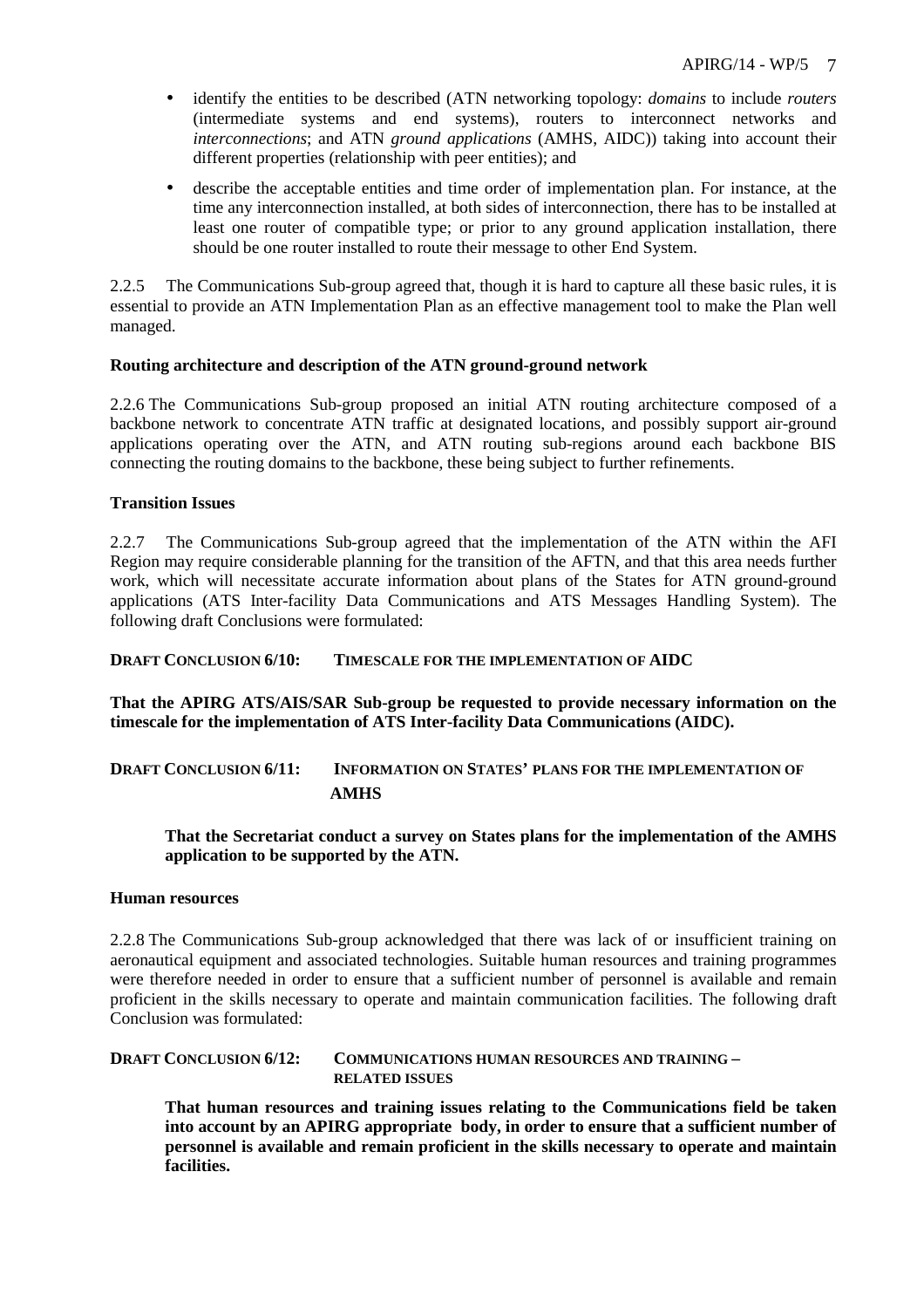- identify the entities to be described (ATN networking topology: *domains* to include *routers* (intermediate systems and end systems), routers to interconnect networks and *interconnections*; and ATN *ground applications* (AMHS, AIDC)) taking into account their different properties (relationship with peer entities); and
- describe the acceptable entities and time order of implementation plan. For instance, at the time any interconnection installed, at both sides of interconnection, there has to be installed at least one router of compatible type; or prior to any ground application installation, there should be one router installed to route their message to other End System.

2.2.5 The Communications Sub-group agreed that, though it is hard to capture all these basic rules, it is essential to provide an ATN Implementation Plan as an effective management tool to make the Plan well managed.

**Routing architecture and description of the ATN ground-ground network**

2.2.6 The Communications Sub-group proposed an initial ATN routing architecture composed of a backbone network to concentrate ATN traffic at designated locations, and possibly support air-ground applications operating over the ATN, and ATN routing sub-regions around each backbone BIS connecting the routing domains to the backbone, these being subject to further refinements.

**Transition Issues**

2.2.7 The Communications Sub-group agreed that the implementation of the ATN within the AFI Region may require considerable planning for the transition of the AFTN, and that this area needs further work, which will necessitate accurate information about plans of the States for ATN ground-ground applications (ATS Inter-facility Data Communications and ATS Messages Handling System). The following draft Conclusions were formulated:

**DRAFT CONCLUSION 6/10: TIMESCALE FOR THE IMPLEMENTATION OF AIDC**

**That the APIRG ATS/AIS/SAR Sub-group be requested to provide necessary information on the timescale for the implementation of ATS Inter-facility Data Communications (AIDC).**

**DRAFT CONCLUSION 6/11: INFORMATION ON STATES' PLANS FOR THE IMPLEMENTATION OF AMHS**

**That the Secretariat conduct a survey on States plans for the implementation of the AMHS application to be supported by the ATN.**

**Human resources**

2.2.8 The Communications Sub-group acknowledged that there was lack of or insufficient training on aeronautical equipment and associated technologies. Suitable human resources and training programmes were therefore needed in order to ensure that a sufficient number of personnel is available and remain proficient in the skills necessary to operate and maintain communication facilities. The following draft Conclusion was formulated:

**DRAFT CONCLUSION 6/12: COMMUNICATIONS HUMAN RESOURCES AND TRAINING – RELATED ISSUES**

**That human resources and training issues relating to the Communications field be taken into account by an APIRG appropriate body, in order to ensure that a sufficient number of personnel is available and remain proficient in the skills necessary to operate and maintain facilities.**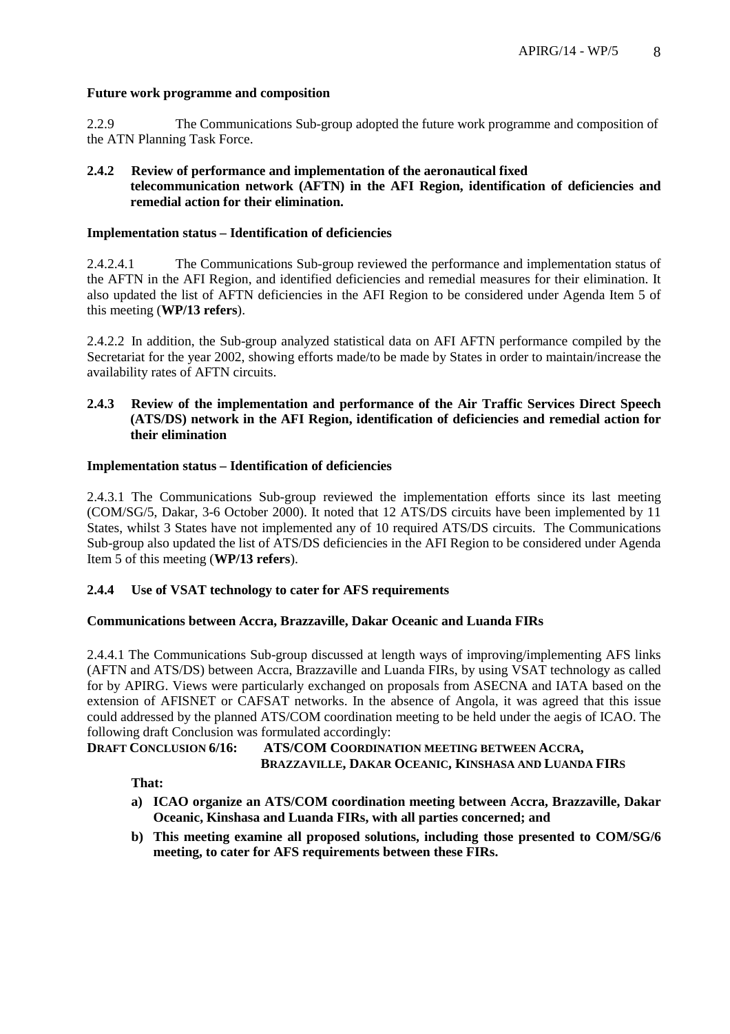**Future work programme and composition**

2.2.9 The Communications Sub-group adopted the future work programme and composition of the ATN Planning Task Force.

**2.4.2 Review of performance and implementation of the aeronautical fixed telecommunication network (AFTN) in the AFI Region, identification of deficiencies and remedial action for their elimination.**

**Implementation status – Identification of deficiencies**

2.4.2.4.1 The Communications Sub-group reviewed the performance and implementation status of the AFTN in the AFI Region, and identified deficiencies and remedial measures for their elimination. It also updated the list of AFTN deficiencies in the AFI Region to be considered under Agenda Item 5 of this meeting (**WP/13 refers**).

2.4.2.2 In addition, the Sub-group analyzed statistical data on AFI AFTN performance compiled by the Secretariat for the year 2002, showing efforts made/to be made by States in order to maintain/increase the availability rates of AFTN circuits.

**2.4.3 Review of the implementation and performance of the Air Traffic Services Direct Speech (ATS/DS) network in the AFI Region, identification of deficiencies and remedial action for their elimination**

**Implementation status – Identification of deficiencies**

2.4.3.1 The Communications Sub-group reviewed the implementation efforts since its last meeting (COM/SG/5, Dakar, 3-6 October 2000). It noted that 12 ATS/DS circuits have been implemented by 11 States, whilst 3 States have not implemented any of 10 required ATS/DS circuits. The Communications Sub-group also updated the list of ATS/DS deficiencies in the AFI Region to be considered under Agenda Item 5 of this meeting (**WP/13 refers**).

**2.4.4 Use of VSAT technology to cater for AFS requirements**

**Communications between Accra, Brazzaville, Dakar Oceanic and Luanda FIRs**

2.4.4.1 The Communications Sub-group discussed at length ways of improving/implementing AFS links (AFTN and ATS/DS) between Accra, Brazzaville and Luanda FIRs, by using VSAT technology as called for by APIRG. Views were particularly exchanged on proposals from ASECNA and IATA based on the extension of AFISNET or CAFSAT networks. In the absence of Angola, it was agreed that this issue could addressed by the planned ATS/COM coordination meeting to be held under the aegis of ICAO. The following draft Conclusion was formulated accordingly:

**DRAFT CONCLUSION 6/16: ATS/COM COORDINATION MEETING BETWEEN ACCRA, BRAZZAVILLE, DAKAR OCEANIC, KINSHASA AND LUANDA FIRS**

**That:**

**a) ICAO organize an ATS/COM coordination meeting between Accra, Brazzaville, Dakar Oceanic, Kinshasa and Luanda FIRs, with all parties concerned; and**

**b) This meeting examine all proposed solutions, including those presented to COM/SG/6 meeting, to cater for AFS requirements between these FIRs.**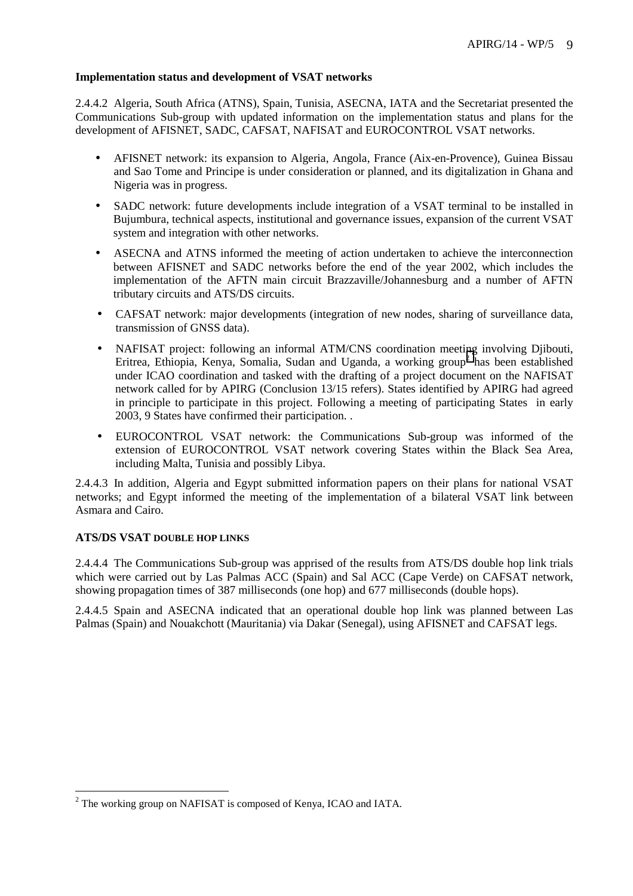**Implementation status and development of VSAT networks**

2.4.4.2 Algeria, South Africa (ATNS), Spain, Tunisia, ASECNA, IATA and the Secretariat presented the Communications Sub-group with updated information on the implementation status and plans for the development of AFISNET, SADC, CAFSAT, NAFISAT and EUROCONTROL VSAT networks.

- AFISNET network: its expansion to Algeria, Angola, France (Aix-en-Provence), Guinea Bissau and Sao Tome and Principe is under consideration or planned, and its digitalization in Ghana and Nigeria was in progress.
- SADC network: future developments include integration of a VSAT terminal to be installed in Bujumbura, technical aspects, institutional and governance issues, expansion of the current VSAT system and integration with other networks.
- ASECNA and ATNS informed the meeting of action undertaken to achieve the interconnection between AFISNET and SADC networks before the end of the year 2002, which includes the implementation of the AFTN main circuit Brazzaville/Johannesburg and a number of AFTN tributary circuits and ATS/DS circuits.
- CAFSAT network: major developments (integration of new nodes, sharing of surveillance data, transmission of GNSS data).
- NAFISAT project: following an informal ATM/CNS coordination meeting involving Djibouti, Eritrea, Ethiopia, Kenya, Somalia, Sudan and Uganda, a working group[2] has been established under ICAO coordination and tasked with the drafting of a project document on the NAFISAT network called for by APIRG (Conclusion 13/15 refers). States identified by APIRG had agreed in principle to participate in this project. Following a meeting of participating States in early 2003, 9 States have confirmed their participation. .
- EUROCONTROL VSAT network: the Communications Sub-group was informed of the extension of EUROCONTROL VSAT network covering States within the Black Sea Area, including Malta, Tunisia and possibly Libya.

2.4.4.3 In addition, Algeria and Egypt submitted information papers on their plans for national VSAT networks; and Egypt informed the meeting of the implementation of a bilateral VSAT link between Asmara and Cairo.

**ATS/DS VSAT DOUBLE HOP LINKS**

2.4.4.4 The Communications Sub-group was apprised of the results from ATS/DS double hop link trials which were carried out by Las Palmas ACC (Spain) and Sal ACC (Cape Verde) on CAFSAT network, showing propagation times of 387 milliseconds (one hop) and 677 milliseconds (double hops).

2.4.4.5 Spain and ASECNA indicated that an operational double hop link was planned between Las Palmas (Spain) and Nouakchott (Mauritania) via Dakar (Senegal), using AFISNET and CAFSAT legs.

---

[2] The working group on NAFISAT is composed of Kenya, ICAO and IATA.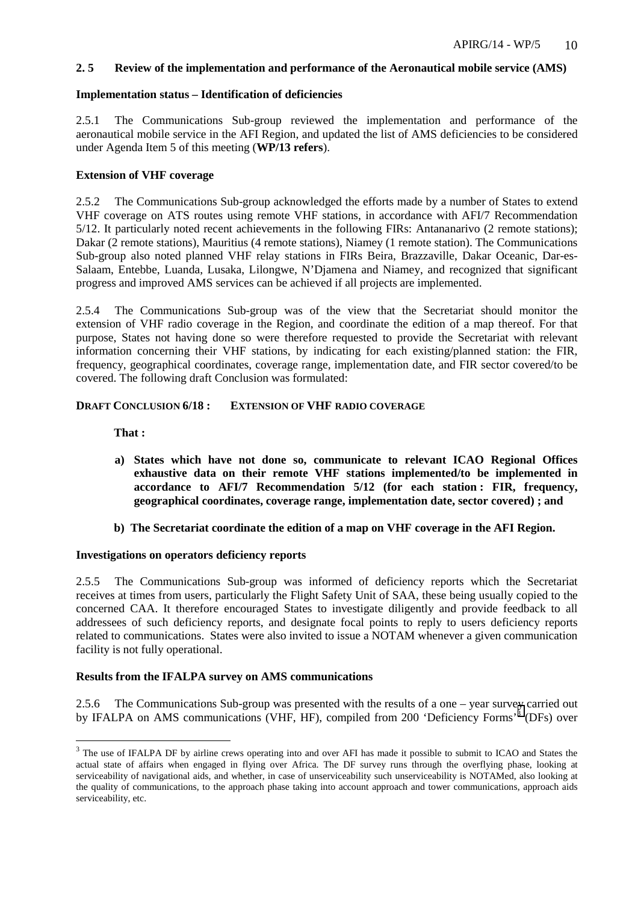## 2. 5 Review of the implementation and performance of the Aeronautical mobile service (AMS)

**Implementation status – Identification of deficiencies**

2.5.1 The Communications Sub-group reviewed the implementation and performance of the aeronautical mobile service in the AFI Region, and updated the list of AMS deficiencies to be considered under Agenda Item 5 of this meeting (**WP/13 refers**).

**Extension of VHF coverage**

2.5.2 The Communications Sub-group acknowledged the efforts made by a number of States to extend VHF coverage on ATS routes using remote VHF stations, in accordance with AFI/7 Recommendation 5/12. It particularly noted recent achievements in the following FIRs: Antananarivo (2 remote stations); Dakar (2 remote stations), Mauritius (4 remote stations), Niamey (1 remote station). The Communications Sub-group also noted planned VHF relay stations in FIRs Beira, Brazzaville, Dakar Oceanic, Dar-es-Salaam, Entebbe, Luanda, Lusaka, Lilongwe, N'Djamena and Niamey, and recognized that significant progress and improved AMS services can be achieved if all projects are implemented.

2.5.4 The Communications Sub-group was of the view that the Secretariat should monitor the extension of VHF radio coverage in the Region, and coordinate the edition of a map thereof. For that purpose, States not having done so were therefore requested to provide the Secretariat with relevant information concerning their VHF stations, by indicating for each existing/planned station: the FIR, frequency, geographical coordinates, coverage range, implementation date, and FIR sector covered/to be covered. The following draft Conclusion was formulated:

**DRAFT CONCLUSION 6/18 : EXTENSION OF VHF RADIO COVERAGE**

**That :**

**a) States which have not done so, communicate to relevant ICAO Regional Offices exhaustive data on their remote VHF stations implemented/to be implemented in accordance to AFI/7 Recommendation 5/12 (for each station : FIR, frequency, geographical coordinates, coverage range, implementation date, sector covered) ; and**

**b) The Secretariat coordinate the edition of a map on VHF coverage in the AFI Region.**

**Investigations on operators deficiency reports**

2.5.5 The Communications Sub-group was informed of deficiency reports which the Secretariat receives at times from users, particularly the Flight Safety Unit of SAA, these being usually copied to the concerned CAA. It therefore encouraged States to investigate diligently and provide feedback to all addressees of such deficiency reports, and designate focal points to reply to users deficiency reports related to communications. States were also invited to issue a NOTAM whenever a given communication facility is not fully operational.

**Results from the IFALPA survey on AMS communications**

2.5.6 The Communications Sub-group was presented with the results of a one – year survey carried out by IFALPA on AMS communications (VHF, HF), compiled from 200 'Deficiency Forms'[3] (DFs) over

[3] The use of IFALPA DF by airline crews operating into and over AFI has made it possible to submit to ICAO and States the actual state of affairs when engaged in flying over Africa. The DF survey runs through the overflying phase, looking at serviceability of navigational aids, and whether, in case of unserviceability such unserviceability is NOTAMed, also looking at the quality of communications, to the approach phase taking into account approach and tower communications, approach aids serviceability, etc.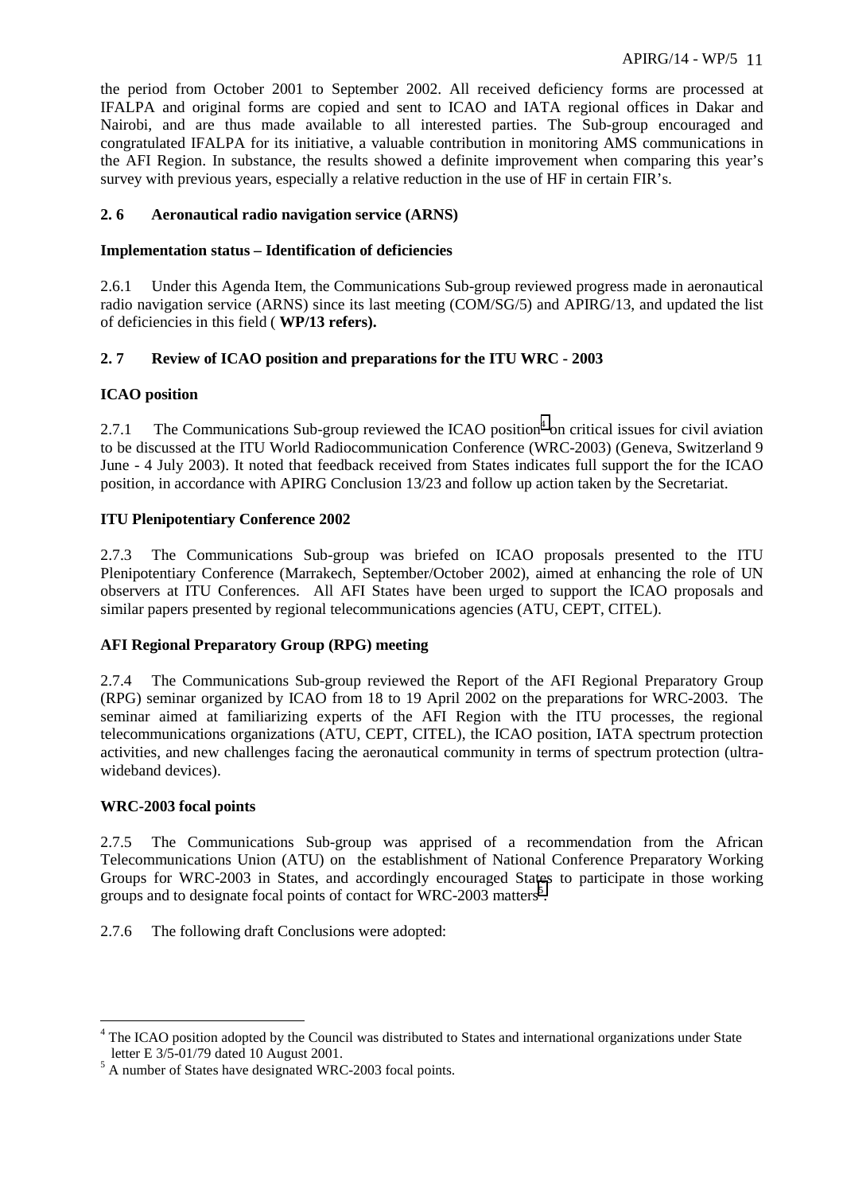the period from October 2001 to September 2002. All received deficiency forms are processed at IFALPA and original forms are copied and sent to ICAO and IATA regional offices in Dakar and Nairobi, and are thus made available to all interested parties. The Sub-group encouraged and congratulated IFALPA for its initiative, a valuable contribution in monitoring AMS communications in the AFI Region. In substance, the results showed a definite improvement when comparing this year's survey with previous years, especially a relative reduction in the use of HF in certain FIR's.

### 2.6 Aeronautical radio navigation service (ARNS)

**Implementation status – Identification of deficiencies**

2.6.1 Under this Agenda Item, the Communications Sub-group reviewed progress made in aeronautical radio navigation service (ARNS) since its last meeting (COM/SG/5) and APIRG/13, and updated the list of deficiencies in this field ( **WP/13 refers).**

### 2.7 Review of ICAO position and preparations for the ITU WRC - 2003

**ICAO position**

2.7.1 The Communications Sub-group reviewed the ICAO position[4] on critical issues for civil aviation to be discussed at the ITU World Radiocommunication Conference (WRC-2003) (Geneva, Switzerland 9 June - 4 July 2003). It noted that feedback received from States indicates full support the for the ICAO position, in accordance with APIRG Conclusion 13/23 and follow up action taken by the Secretariat.

**ITU Plenipotentiary Conference 2002**

2.7.3 The Communications Sub-group was briefed on ICAO proposals presented to the ITU Plenipotentiary Conference (Marrakech, September/October 2002), aimed at enhancing the role of UN observers at ITU Conferences. All AFI States have been urged to support the ICAO proposals and similar papers presented by regional telecommunications agencies (ATU, CEPT, CITEL).

**AFI Regional Preparatory Group (RPG) meeting**

2.7.4 The Communications Sub-group reviewed the Report of the AFI Regional Preparatory Group (RPG) seminar organized by ICAO from 18 to 19 April 2002 on the preparations for WRC-2003. The seminar aimed at familiarizing experts of the AFI Region with the ITU processes, the regional telecommunications organizations (ATU, CEPT, CITEL), the ICAO position, IATA spectrum protection activities, and new challenges facing the aeronautical community in terms of spectrum protection (ultra-wideband devices).

**WRC-2003 focal points**

2.7.5 The Communications Sub-group was apprised of a recommendation from the African Telecommunications Union (ATU) on the establishment of National Conference Preparatory Working Groups for WRC-2003 in States, and accordingly encouraged States to participate in those working groups and to designate focal points of contact for WRC-2003 matters[5].

2.7.6 The following draft Conclusions were adopted:

---

[4] The ICAO position adopted by the Council was distributed to States and international organizations under State letter E 3/5-01/79 dated 10 August 2001.

[5] A number of States have designated WRC-2003 focal points.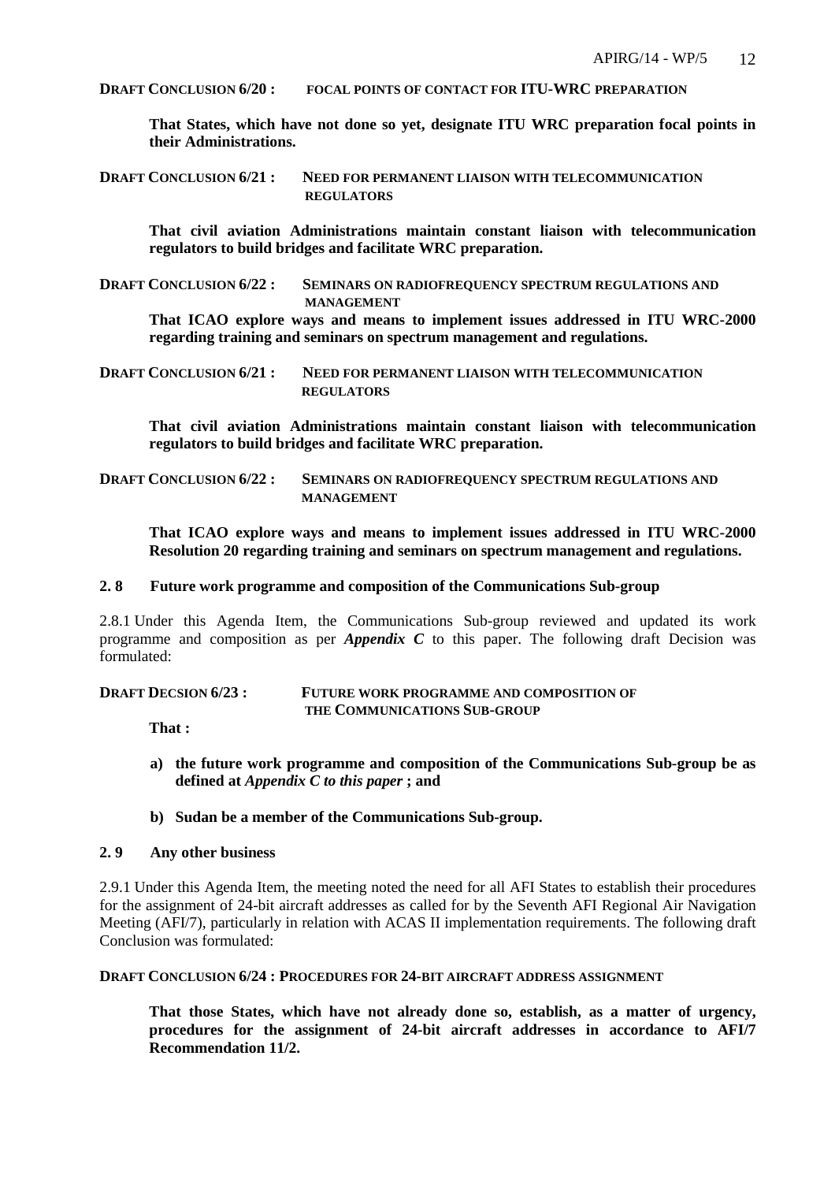**DRAFT CONCLUSION 6/20 : FOCAL POINTS OF CONTACT FOR ITU-WRC PREPARATION**

**That States, which have not done so yet, designate ITU WRC preparation focal points in their Administrations.**

**DRAFT CONCLUSION 6/21 : NEED FOR PERMANENT LIAISON WITH TELECOMMUNICATION REGULATORS**

**That civil aviation Administrations maintain constant liaison with telecommunication regulators to build bridges and facilitate WRC preparation.**

**DRAFT CONCLUSION 6/22 : SEMINARS ON RADIOFREQUENCY SPECTRUM REGULATIONS AND MANAGEMENT**

**That ICAO explore ways and means to implement issues addressed in ITU WRC-2000 regarding training and seminars on spectrum management and regulations.**

**DRAFT CONCLUSION 6/21 : NEED FOR PERMANENT LIAISON WITH TELECOMMUNICATION REGULATORS**

**That civil aviation Administrations maintain constant liaison with telecommunication regulators to build bridges and facilitate WRC preparation.**

**DRAFT CONCLUSION 6/22 : SEMINARS ON RADIOFREQUENCY SPECTRUM REGULATIONS AND MANAGEMENT**

**That ICAO explore ways and means to implement issues addressed in ITU WRC-2000 Resolution 20 regarding training and seminars on spectrum management and regulations.**

## 2. 8 Future work programme and composition of the Communications Sub-group

2.8.1 Under this Agenda Item, the Communications Sub-group reviewed and updated its work programme and composition as per ***Appendix C*** to this paper. The following draft Decision was formulated:

**DRAFT DECSION 6/23 : FUTURE WORK PROGRAMME AND COMPOSITION OF THE COMMUNICATIONS SUB-GROUP**

**That :**

**a) the future work programme and composition of the Communications Sub-group be as defined at *Appendix C to this paper* ; and**

**b) Sudan be a member of the Communications Sub-group.**

## 2. 9 Any other business

2.9.1 Under this Agenda Item, the meeting noted the need for all AFI States to establish their procedures for the assignment of 24-bit aircraft addresses as called for by the Seventh AFI Regional Air Navigation Meeting (AFI/7), particularly in relation with ACAS II implementation requirements. The following draft Conclusion was formulated:

**DRAFT CONCLUSION 6/24 : PROCEDURES FOR 24-BIT AIRCRAFT ADDRESS ASSIGNMENT**

**That those States, which have not already done so, establish, as a matter of urgency, procedures for the assignment of 24-bit aircraft addresses in accordance to AFI/7 Recommendation 11/2.**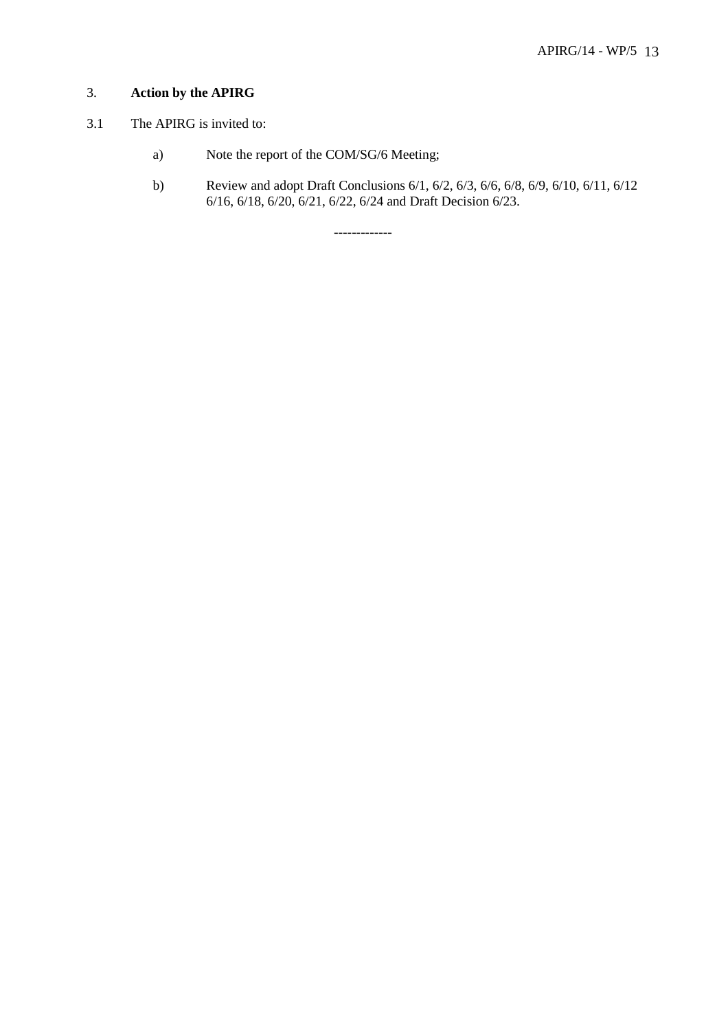## 3. **Action by the APIRG**

3.1 The APIRG is invited to:

a) Note the report of the COM/SG/6 Meeting;

b) Review and adopt Draft Conclusions 6/1, 6/2, 6/3, 6/6, 6/8, 6/9, 6/10, 6/11, 6/12 6/16, 6/18, 6/20, 6/21, 6/22, 6/24 and Draft Decision 6/23.

-------------